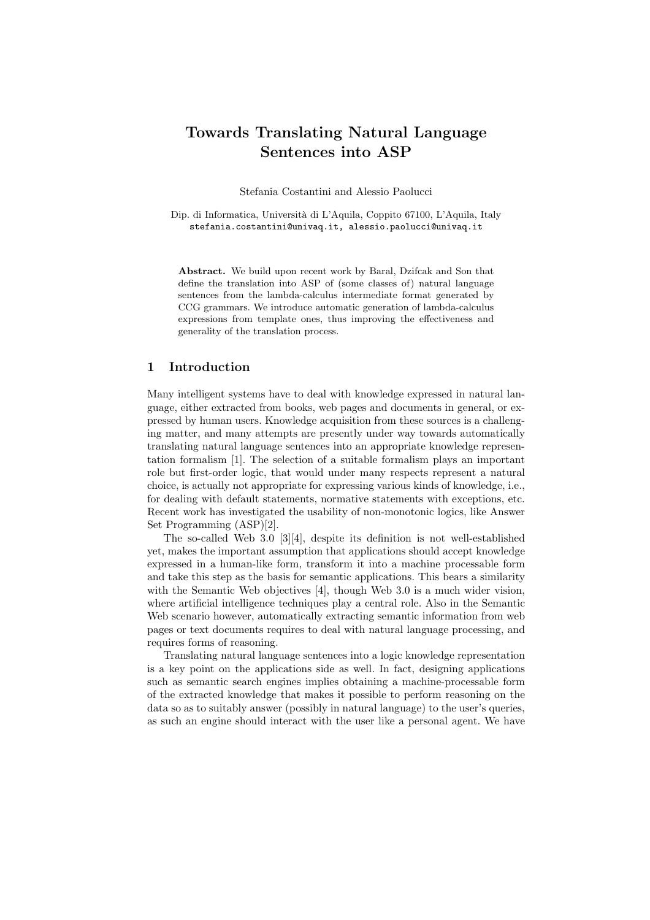# Towards Translating Natural Language Sentences into ASP

Stefania Costantini and Alessio Paolucci

Dip. di Informatica, Università di L'Aquila, Coppito 67100, L'Aquila, Italy
stefania.costantini@univaq.it, alessio.paolucci@univaq.it

**Abstract.** We build upon recent work by Baral, Dzifcak and Son that define the translation into ASP of (some classes of) natural language sentences from the lambda-calculus intermediate format generated by CCG grammars. We introduce automatic generation of lambda-calculus expressions from template ones, thus improving the effectiveness and generality of the translation process.

## 1 Introduction

Many intelligent systems have to deal with knowledge expressed in natural language, either extracted from books, web pages and documents in general, or expressed by human users. Knowledge acquisition from these sources is a challenging matter, and many attempts are presently under way towards automatically translating natural language sentences into an appropriate knowledge representation formalism [1]. The selection of a suitable formalism plays an important role but first-order logic, that would under many respects represent a natural choice, is actually not appropriate for expressing various kinds of knowledge, i.e., for dealing with default statements, normative statements with exceptions, etc. Recent work has investigated the usability of non-monotonic logics, like Answer Set Programming (ASP)[2].

The so-called Web 3.0 [3][4], despite its definition is not well-established yet, makes the important assumption that applications should accept knowledge expressed in a human-like form, transform it into a machine processable form and take this step as the basis for semantic applications. This bears a similarity with the Semantic Web objectives [4], though Web 3.0 is a much wider vision, where artificial intelligence techniques play a central role. Also in the Semantic Web scenario however, automatically extracting semantic information from web pages or text documents requires to deal with natural language processing, and requires forms of reasoning.

Translating natural language sentences into a logic knowledge representation is a key point on the applications side as well. In fact, designing applications such as semantic search engines implies obtaining a machine-processable form of the extracted knowledge that makes it possible to perform reasoning on the data so as to suitably answer (possibly in natural language) to the user's queries, as such an engine should interact with the user like a personal agent. We have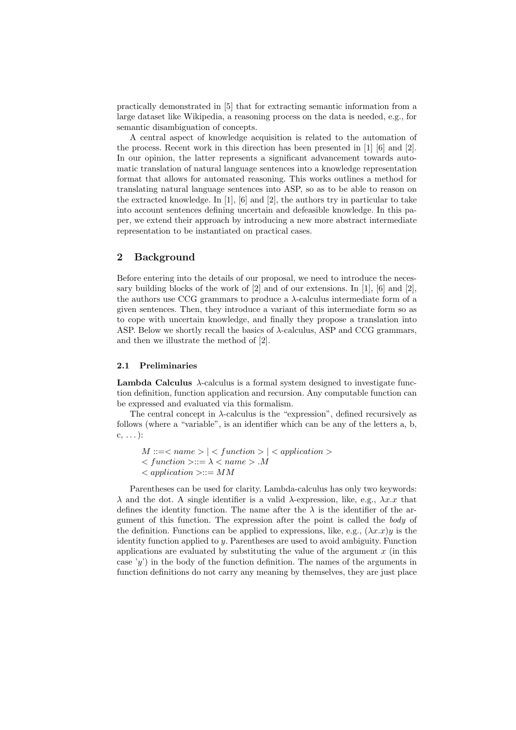practically demonstrated in [5] that for extracting semantic information from a large dataset like Wikipedia, a reasoning process on the data is needed, e.g., for semantic disambiguation of concepts.

A central aspect of knowledge acquisition is related to the automation of the process. Recent work in this direction has been presented in [1] [6] and [2]. In our opinion, the latter represents a significant advancement towards automatic translation of natural language sentences into a knowledge representation format that allows for automated reasoning. This works outlines a method for translating natural language sentences into ASP, so as to be able to reason on the extracted knowledge. In [1], [6] and [2], the authors try in particular to take into account sentences defining uncertain and defeasible knowledge. In this paper, we extend their approach by introducing a new more abstract intermediate representation to be instantiated on practical cases.

## 2 Background

Before entering into the details of our proposal, we need to introduce the necessary building blocks of the work of [2] and of our extensions. In [1], [6] and [2], the authors use CCG grammars to produce a $\lambda$-calculus intermediate form of a given sentences. Then, they introduce a variant of this intermediate form so as to cope with uncertain knowledge, and finally they propose a translation into ASP. Below we shortly recall the basics of $\lambda$-calculus, ASP and CCG grammars, and then we illustrate the method of [2].

### 2.1 Preliminaries

**Lambda Calculus** $\lambda$-calculus is a formal system designed to investigate function definition, function application and recursion. Any computable function can be expressed and evaluated via this formalism.

The central concept in $\lambda$-calculus is the "expression", defined recursively as follows (where a "variable", is an identifier which can be any of the letters a, b, c, ...):

$$M ::= < name > \mid < function > \mid < application >$$
$$< function > ::= \lambda < name > .M$$
$$< application > ::= MM$$

Parentheses can be used for clarity. Lambda-calculus has only two keywords: $\lambda$ and the dot. A single identifier is a valid $\lambda$-expression, like, e.g., $\lambda x.x$ that defines the identity function. The name after the $\lambda$ is the identifier of the argument of this function. The expression after the point is called the *body* of the definition. Functions can be applied to expressions, like, e.g., $(\lambda x.x)y$ is the identity function applied to $y$. Parentheses are used to avoid ambiguity. Function applications are evaluated by substituting the value of the argument $x$ (in this case '$y$') in the body of the function definition. The names of the arguments in function definitions do not carry any meaning by themselves, they are just place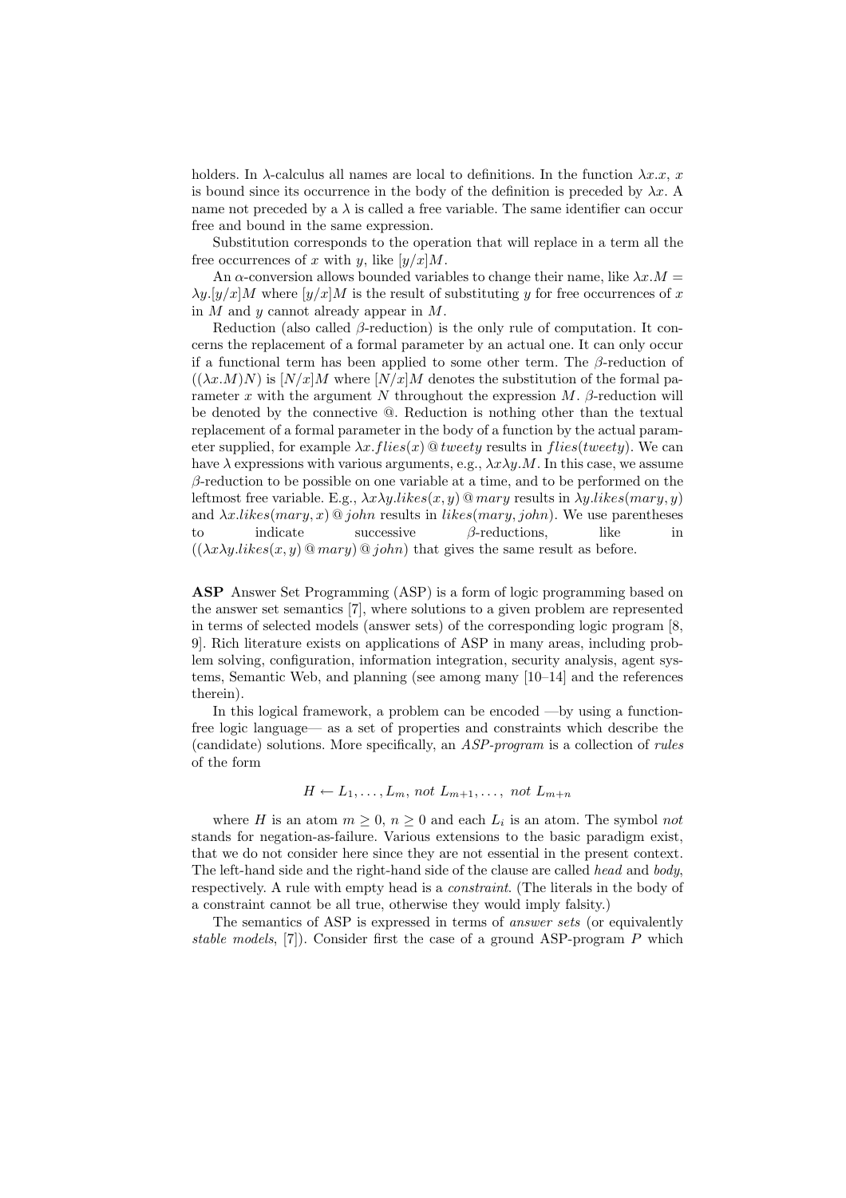holders. In $\lambda$-calculus all names are local to definitions. In the function $\lambda x.x$, $x$ is bound since its occurrence in the body of the definition is preceded by $\lambda x$. A name not preceded by a $\lambda$ is called a free variable. The same identifier can occur free and bound in the same expression.

Substitution corresponds to the operation that will replace in a term all the free occurrences of $x$ with $y$, like $[y/x]M$.

An $\alpha$-conversion allows bounded variables to change their name, like $\lambda x.M = \lambda y.[y/x]M$ where $[y/x]M$ is the result of substituting $y$ for free occurrences of $x$ in $M$ and $y$ cannot already appear in $M$.

Reduction (also called $\beta$-reduction) is the only rule of computation. It concerns the replacement of a formal parameter by an actual one. It can only occur if a functional term has been applied to some other term. The $\beta$-reduction of $((\lambda x.M)N)$ is $[N/x]M$ where $[N/x]M$ denotes the substitution of the formal parameter $x$ with the argument $N$ throughout the expression $M$. $\beta$-reduction will be denoted by the connective @. Reduction is nothing other than the textual replacement of a formal parameter in the body of a function by the actual parameter supplied, for example $\lambda x.flies(x) \,@\, tweety$ results in $flies(tweety)$. We can have $\lambda$ expressions with various arguments, e.g., $\lambda x \lambda y.M$. In this case, we assume $\beta$-reduction to be possible on one variable at a time, and to be performed on the leftmost free variable. E.g., $\lambda x \lambda y.likes(x, y) \,@\, mary$ results in $\lambda y.likes(mary, y)$ and $\lambda x.likes(mary, x) \,@\, john$ results in $likes(mary, john)$. We use parentheses to indicate successive $\beta$-reductions, like in $((\lambda x \lambda y.likes(x, y) \,@\, mary) \,@\, john)$ that gives the same result as before.

**ASP** Answer Set Programming (ASP) is a form of logic programming based on the answer set semantics [7], where solutions to a given problem are represented in terms of selected models (answer sets) of the corresponding logic program [8, 9]. Rich literature exists on applications of ASP in many areas, including problem solving, configuration, information integration, security analysis, agent systems, Semantic Web, and planning (see among many [10–14] and the references therein).

In this logical framework, a problem can be encoded —by using a function-free logic language— as a set of properties and constraints which describe the (candidate) solutions. More specifically, an *ASP-program* is a collection of *rules* of the form

$$H \leftarrow L_1, \ldots, L_m, \; not \; L_{m+1}, \ldots, \; not \; L_{m+n}$$

where $H$ is an atom $m \geq 0$, $n \geq 0$ and each $L_i$ is an atom. The symbol *not* stands for negation-as-failure. Various extensions to the basic paradigm exist, that we do not consider here since they are not essential in the present context. The left-hand side and the right-hand side of the clause are called *head* and *body*, respectively. A rule with empty head is a *constraint*. (The literals in the body of a constraint cannot be all true, otherwise they would imply falsity.)

The semantics of ASP is expressed in terms of *answer sets* (or equivalently *stable models*, [7]). Consider first the case of a ground ASP-program $P$ which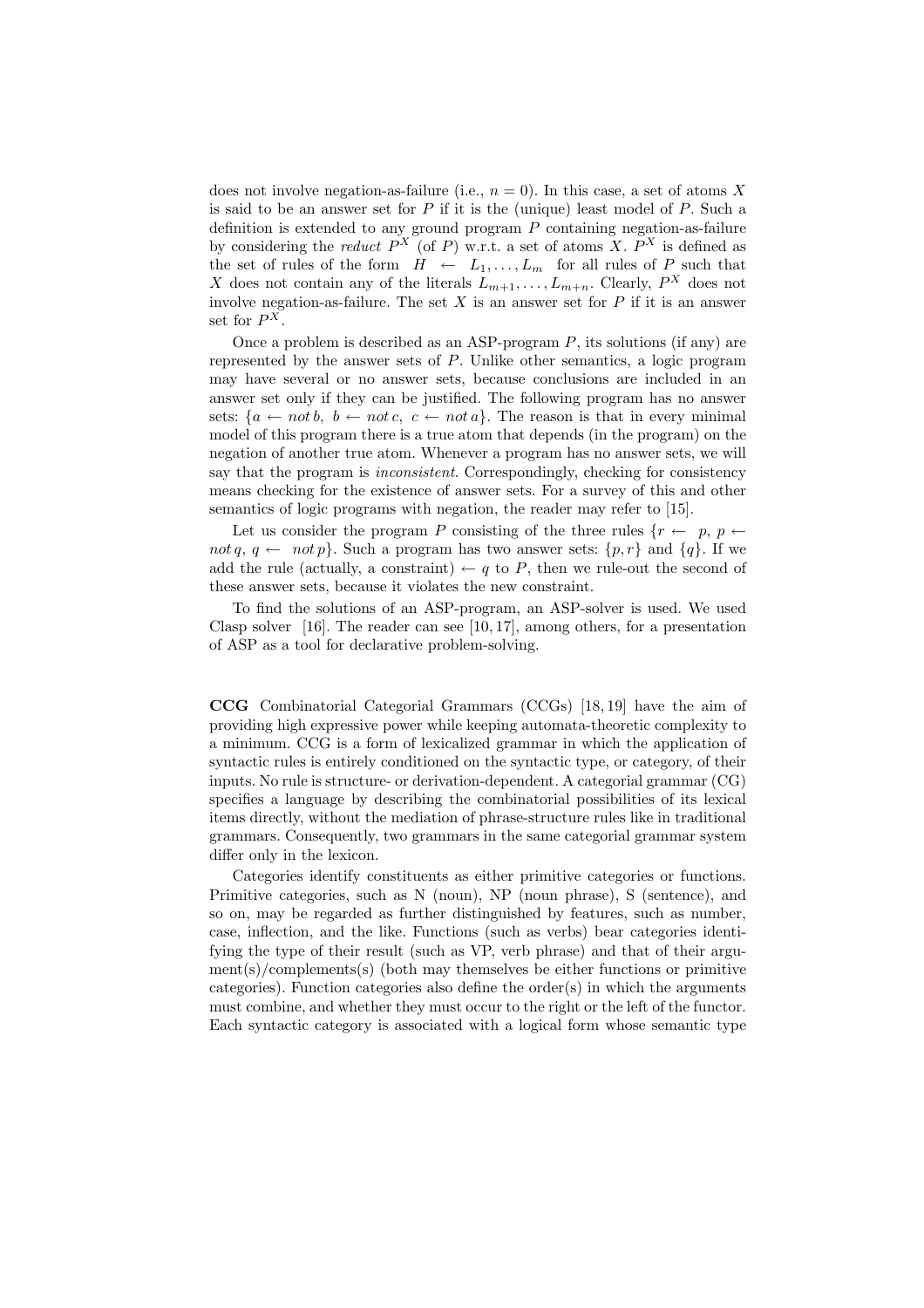does not involve negation-as-failure (i.e., $n = 0$). In this case, a set of atoms $X$ is said to be an answer set for $P$ if it is the (unique) least model of $P$. Such a definition is extended to any ground program $P$ containing negation-as-failure by considering the *reduct* $P^X$ (of $P$) w.r.t. a set of atoms $X$. $P^X$ is defined as the set of rules of the form $H \leftarrow L_1, \ldots, L_m$ for all rules of $P$ such that $X$ does not contain any of the literals $L_{m+1}, \ldots, L_{m+n}$. Clearly, $P^X$ does not involve negation-as-failure. The set $X$ is an answer set for $P$ if it is an answer set for $P^X$.

Once a problem is described as an ASP-program $P$, its solutions (if any) are represented by the answer sets of $P$. Unlike other semantics, a logic program may have several or no answer sets, because conclusions are included in an answer set only if they can be justified. The following program has no answer sets: $\{a \leftarrow \mathit{not}\, b,\ b \leftarrow \mathit{not}\, c,\ c \leftarrow \mathit{not}\, a\}$. The reason is that in every minimal model of this program there is a true atom that depends (in the program) on the negation of another true atom. Whenever a program has no answer sets, we will say that the program is *inconsistent*. Correspondingly, checking for consistency means checking for the existence of answer sets. For a survey of this and other semantics of logic programs with negation, the reader may refer to [15].

Let us consider the program $P$ consisting of the three rules $\{r \leftarrow p,\ p \leftarrow \mathit{not}\, q,\ q \leftarrow \mathit{not}\, p\}$. Such a program has two answer sets: $\{p, r\}$ and $\{q\}$. If we add the rule (actually, a constraint) $\leftarrow q$ to $P$, then we rule-out the second of these answer sets, because it violates the new constraint.

To find the solutions of an ASP-program, an ASP-solver is used. We used Clasp solver [16]. The reader can see [10, 17], among others, for a presentation of ASP as a tool for declarative problem-solving.

**CCG** Combinatorial Categorial Grammars (CCGs) [18, 19] have the aim of providing high expressive power while keeping automata-theoretic complexity to a minimum. CCG is a form of lexicalized grammar in which the application of syntactic rules is entirely conditioned on the syntactic type, or category, of their inputs. No rule is structure- or derivation-dependent. A categorial grammar (CG) specifies a language by describing the combinatorial possibilities of its lexical items directly, without the mediation of phrase-structure rules like in traditional grammars. Consequently, two grammars in the same categorial grammar system differ only in the lexicon.

Categories identify constituents as either primitive categories or functions. Primitive categories, such as N (noun), NP (noun phrase), S (sentence), and so on, may be regarded as further distinguished by features, such as number, case, inflection, and the like. Functions (such as verbs) bear categories identifying the type of their result (such as VP, verb phrase) and that of their argument(s)/complements(s) (both may themselves be either functions or primitive categories). Function categories also define the order(s) in which the arguments must combine, and whether they must occur to the right or the left of the functor. Each syntactic category is associated with a logical form whose semantic type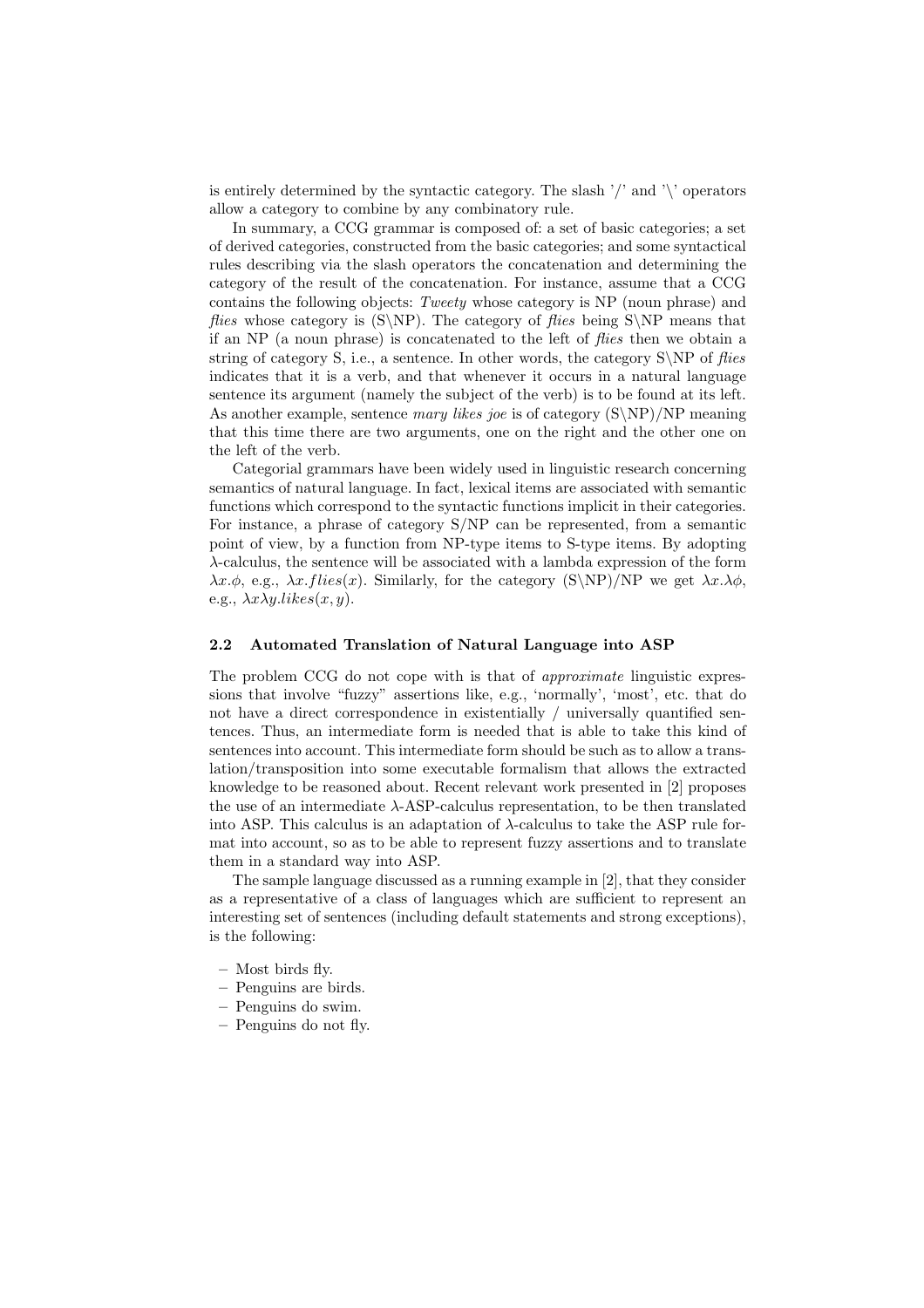is entirely determined by the syntactic category. The slash '/' and '\' operators allow a category to combine by any combinatory rule.

In summary, a CCG grammar is composed of: a set of basic categories; a set of derived categories, constructed from the basic categories; and some syntactical rules describing via the slash operators the concatenation and determining the category of the result of the concatenation. For instance, assume that a CCG contains the following objects: *Tweety* whose category is NP (noun phrase) and *flies* whose category is (S\NP). The category of *flies* being S\NP means that if an NP (a noun phrase) is concatenated to the left of *flies* then we obtain a string of category S, i.e., a sentence. In other words, the category S\NP of *flies* indicates that it is a verb, and that whenever it occurs in a natural language sentence its argument (namely the subject of the verb) is to be found at its left. As another example, sentence *mary likes joe* is of category (S\NP)/NP meaning that this time there are two arguments, one on the right and the other one on the left of the verb.

Categorial grammars have been widely used in linguistic research concerning semantics of natural language. In fact, lexical items are associated with semantic functions which correspond to the syntactic functions implicit in their categories. For instance, a phrase of category S/NP can be represented, from a semantic point of view, by a function from NP-type items to S-type items. By adopting $\lambda$-calculus, the sentence will be associated with a lambda expression of the form $\lambda x.\phi$, e.g., $\lambda x.flies(x)$. Similarly, for the category (S\NP)/NP we get $\lambda x.\lambda\phi$, e.g., $\lambda x\lambda y.likes(x,y)$.

### 2.2 Automated Translation of Natural Language into ASP

The problem CCG do not cope with is that of *approximate* linguistic expressions that involve "fuzzy" assertions like, e.g., 'normally', 'most', etc. that do not have a direct correspondence in existentially / universally quantified sentences. Thus, an intermediate form is needed that is able to take this kind of sentences into account. This intermediate form should be such as to allow a translation/transposition into some executable formalism that allows the extracted knowledge to be reasoned about. Recent relevant work presented in [2] proposes the use of an intermediate $\lambda$-ASP-calculus representation, to be then translated into ASP. This calculus is an adaptation of $\lambda$-calculus to take the ASP rule format into account, so as to be able to represent fuzzy assertions and to translate them in a standard way into ASP.

The sample language discussed as a running example in [2], that they consider as a representative of a class of languages which are sufficient to represent an interesting set of sentences (including default statements and strong exceptions), is the following:

- Most birds fly.
- Penguins are birds.
- Penguins do swim.
- Penguins do not fly.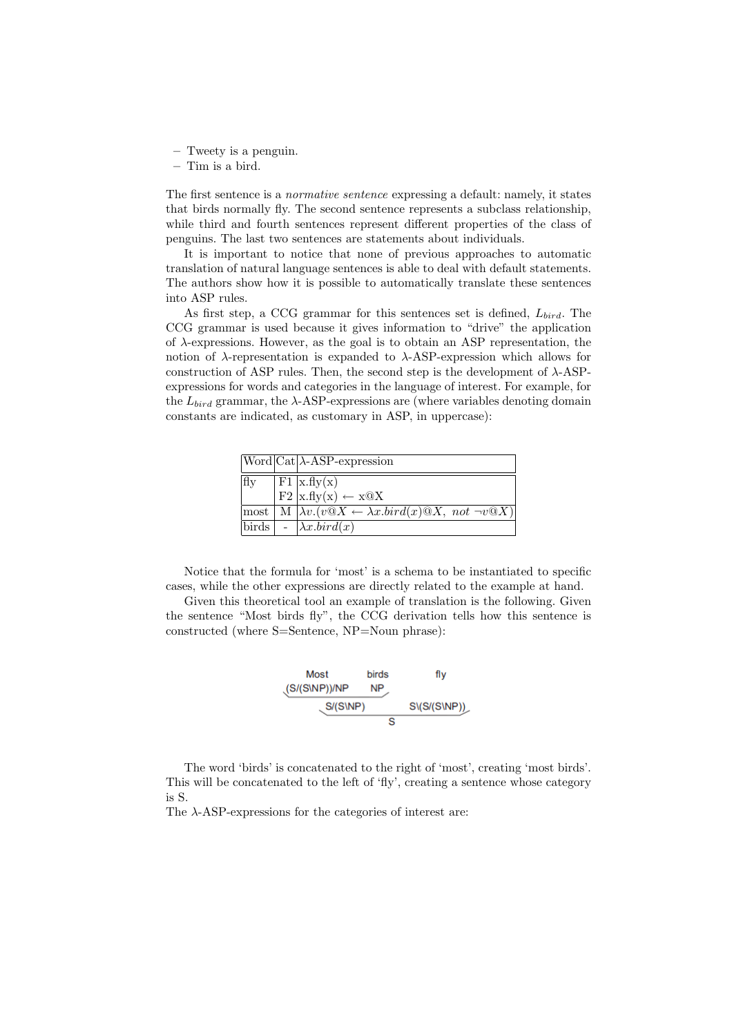– Tweety is a penguin.
– Tim is a bird.

The first sentence is a *normative sentence* expressing a default: namely, it states that birds normally fly. The second sentence represents a subclass relationship, while third and fourth sentences represent different properties of the class of penguins. The last two sentences are statements about individuals.

It is important to notice that none of previous approaches to automatic translation of natural language sentences is able to deal with default statements. The authors show how it is possible to automatically translate these sentences into ASP rules.

As first step, a CCG grammar for this sentences set is defined, $L_{bird}$. The CCG grammar is used because it gives information to "drive" the application of λ-expressions. However, as the goal is to obtain an ASP representation, the notion of λ-representation is expanded to λ-ASP-expression which allows for construction of ASP rules. Then, the second step is the development of λ-ASP-expressions for words and categories in the language of interest. For example, for the $L_{bird}$ grammar, the λ-ASP-expressions are (where variables denoting domain constants are indicated, as customary in ASP, in uppercase):

| Word | Cat | λ-ASP-expression |
| --- | --- | --- |
| fly | F1 | x.fly(x) |
| | F2 | x.fly(x) ← x@X |
| most | M | $\lambda v.(v@X \leftarrow \lambda x.bird(x)@X,\ not\ \neg v@X)$ |
| birds | - | $\lambda x.bird(x)$ |

Notice that the formula for 'most' is a schema to be instantiated to specific cases, while the other expressions are directly related to the example at hand.

Given this theoretical tool an example of translation is the following. Given the sentence "Most birds fly", the CCG derivation tells how this sentence is constructed (where S=Sentence, NP=Noun phrase):

Most birds fly
(S/(S\NP))/NP NP
S/(S\NP) S\(S/(S\NP))
S

The word 'birds' is concatenated to the right of 'most', creating 'most birds'. This will be concatenated to the left of 'fly', creating a sentence whose category is S.

The λ-ASP-expressions for the categories of interest are: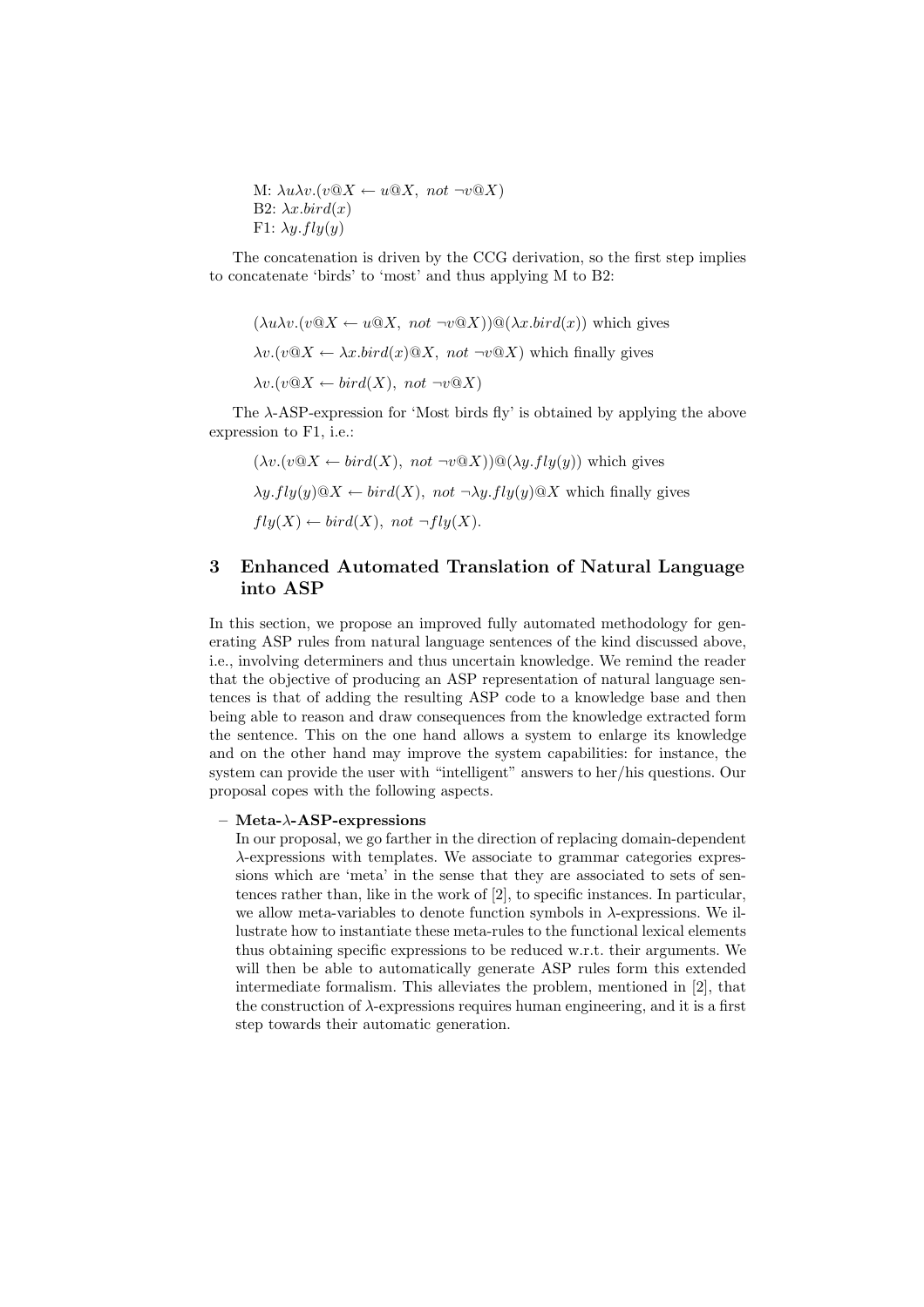M: $\lambda u \lambda v.(v@X \leftarrow u@X,\ not\ \neg v@X)$
B2: $\lambda x.bird(x)$
F1: $\lambda y.fly(y)$

The concatenation is driven by the CCG derivation, so the first step implies to concatenate 'birds' to 'most' and thus applying M to B2:

$(\lambda u \lambda v.(v@X \leftarrow u@X,\ not\ \neg v@X))@(\lambda x.bird(x))$ which gives

$\lambda v.(v@X \leftarrow \lambda x.bird(x)@X,\ not\ \neg v@X)$ which finally gives

$\lambda v.(v@X \leftarrow bird(X),\ not\ \neg v@X)$

The $\lambda$-ASP-expression for 'Most birds fly' is obtained by applying the above expression to F1, i.e.:

$(\lambda v.(v@X \leftarrow bird(X),\ not\ \neg v@X))@(\lambda y.fly(y))$ which gives

$\lambda y.fly(y)@X \leftarrow bird(X),\ not\ \neg\lambda y.fly(y)@X$ which finally gives

$fly(X) \leftarrow bird(X),\ not\ \neg fly(X).$

## 3 Enhanced Automated Translation of Natural Language into ASP

In this section, we propose an improved fully automated methodology for generating ASP rules from natural language sentences of the kind discussed above, i.e., involving determiners and thus uncertain knowledge. We remind the reader that the objective of producing an ASP representation of natural language sentences is that of adding the resulting ASP code to a knowledge base and then being able to reason and draw consequences from the knowledge extracted form the sentence. This on the one hand allows a system to enlarge its knowledge and on the other hand may improve the system capabilities: for instance, the system can provide the user with "intelligent" answers to her/his questions. Our proposal copes with the following aspects.

- **Meta-$\lambda$-ASP-expressions**
  In our proposal, we go farther in the direction of replacing domain-dependent $\lambda$-expressions with templates. We associate to grammar categories expressions which are 'meta' in the sense that they are associated to sets of sentences rather than, like in the work of [2], to specific instances. In particular, we allow meta-variables to denote function symbols in $\lambda$-expressions. We illustrate how to instantiate these meta-rules to the functional lexical elements thus obtaining specific expressions to be reduced w.r.t. their arguments. We will then be able to automatically generate ASP rules form this extended intermediate formalism. This alleviates the problem, mentioned in [2], that the construction of $\lambda$-expressions requires human engineering, and it is a first step towards their automatic generation.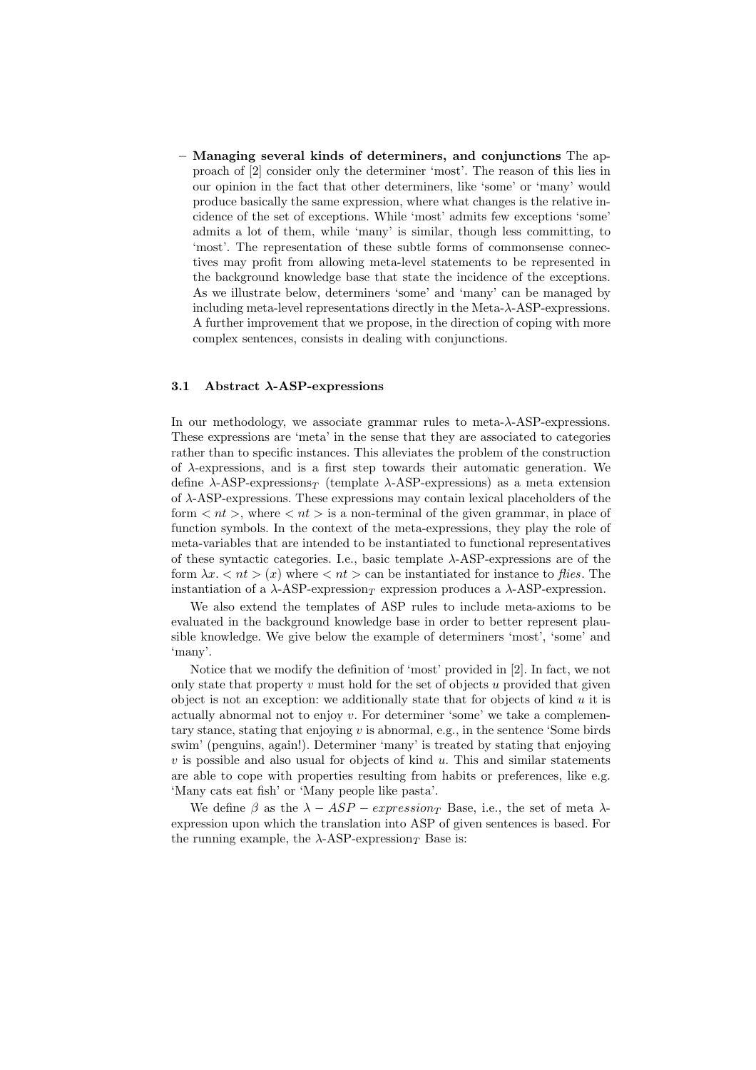– **Managing several kinds of determiners, and conjunctions** The approach of [2] consider only the determiner 'most'. The reason of this lies in our opinion in the fact that other determiners, like 'some' or 'many' would produce basically the same expression, where what changes is the relative incidence of the set of exceptions. While 'most' admits few exceptions 'some' admits a lot of them, while 'many' is similar, though less committing, to 'most'. The representation of these subtle forms of commonsense connectives may profit from allowing meta-level statements to be represented in the background knowledge base that state the incidence of the exceptions. As we illustrate below, determiners 'some' and 'many' can be managed by including meta-level representations directly in the Meta-$\lambda$-ASP-expressions. A further improvement that we propose, in the direction of coping with more complex sentences, consists in dealing with conjunctions.

### 3.1 Abstract $\lambda$-ASP-expressions

In our methodology, we associate grammar rules to meta-$\lambda$-ASP-expressions. These expressions are 'meta' in the sense that they are associated to categories rather than to specific instances. This alleviates the problem of the construction of $\lambda$-expressions, and is a first step towards their automatic generation. We define $\lambda$-ASP-expressions$_T$ (template $\lambda$-ASP-expressions) as a meta extension of $\lambda$-ASP-expressions. These expressions may contain lexical placeholders of the form $< nt >$, where $< nt >$ is a non-terminal of the given grammar, in place of function symbols. In the context of the meta-expressions, they play the role of meta-variables that are intended to be instantiated to functional representatives of these syntactic categories. I.e., basic template $\lambda$-ASP-expressions are of the form $\lambda x. < nt > (x)$ where $< nt >$ can be instantiated for instance to *flies*. The instantiation of a $\lambda$-ASP-expression$_T$ expression produces a $\lambda$-ASP-expression.

We also extend the templates of ASP rules to include meta-axioms to be evaluated in the background knowledge base in order to better represent plausible knowledge. We give below the example of determiners 'most', 'some' and 'many'.

Notice that we modify the definition of 'most' provided in [2]. In fact, we not only state that property $v$ must hold for the set of objects $u$ provided that given object is not an exception: we additionally state that for objects of kind $u$ it is actually abnormal not to enjoy $v$. For determiner 'some' we take a complementary stance, stating that enjoying $v$ is abnormal, e.g., in the sentence 'Some birds swim' (penguins, again!). Determiner 'many' is treated by stating that enjoying $v$ is possible and also usual for objects of kind $u$. This and similar statements are able to cope with properties resulting from habits or preferences, like e.g. 'Many cats eat fish' or 'Many people like pasta'.

We define $\beta$ as the $\lambda - ASP - expression_T$ Base, i.e., the set of meta $\lambda$-expression upon which the translation into ASP of given sentences is based. For the running example, the $\lambda$-ASP-expression$_T$ Base is: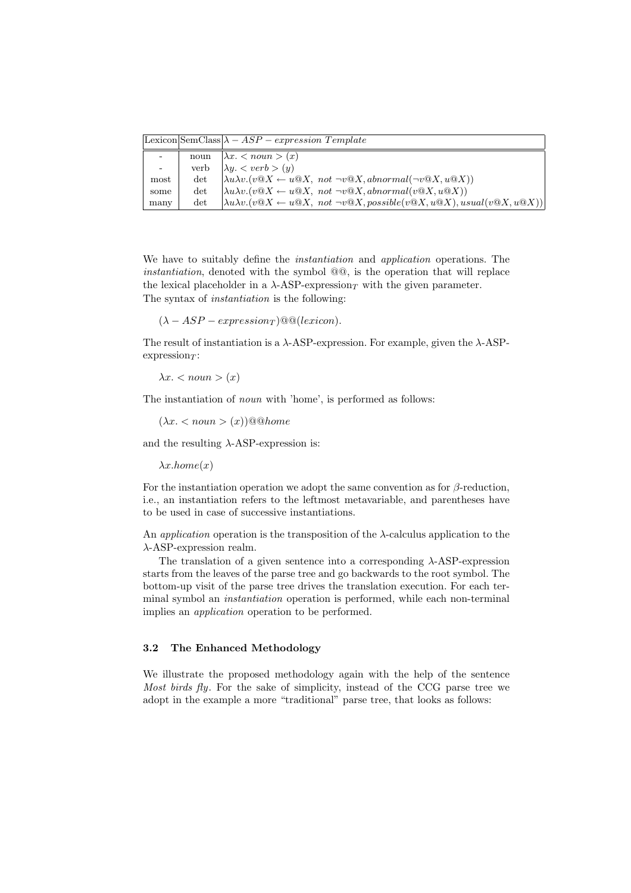| Lexicon | SemClass | $\lambda - ASP - expression\ Template$ |
|---|---|---|
| - | noun | $\lambda x. < noun > (x)$ |
| - | verb | $\lambda y. < verb > (y)$ |
| most | det | $\lambda u \lambda v.(v@X \leftarrow u@X,\ not\ \neg v@X, abnormal(\neg v@X, u@X))$ |
| some | det | $\lambda u \lambda v.(v@X \leftarrow u@X,\ not\ \neg v@X, abnormal(v@X, u@X))$ |
| many | det | $\lambda u \lambda v.(v@X \leftarrow u@X,\ not\ \neg v@X, possible(v@X, u@X), usual(v@X, u@X))$ |

We have to suitably define the *instantiation* and *application* operations. The *instantiation*, denoted with the symbol @@, is the operation that will replace the lexical placeholder in a λ-ASP-expression$_T$ with the given parameter.
The syntax of *instantiation* is the following:

$(\lambda - ASP - expression_T)@@(lexicon)$.

The result of instantiation is a λ-ASP-expression. For example, given the λ-ASP-expression$_T$:

$\lambda x. < noun > (x)$

The instantiation of *noun* with 'home', is performed as follows:

$(\lambda x. < noun > (x))@@home$

and the resulting λ-ASP-expression is:

$\lambda x.home(x)$

For the instantiation operation we adopt the same convention as for β-reduction, i.e., an instantiation refers to the leftmost metavariable, and parentheses have to be used in case of successive instantiations.

An *application* operation is the transposition of the λ-calculus application to the λ-ASP-expression realm.

The translation of a given sentence into a corresponding λ-ASP-expression starts from the leaves of the parse tree and go backwards to the root symbol. The bottom-up visit of the parse tree drives the translation execution. For each terminal symbol an *instantiation* operation is performed, while each non-terminal implies an *application* operation to be performed.

### 3.2 The Enhanced Methodology

We illustrate the proposed methodology again with the help of the sentence *Most birds fly*. For the sake of simplicity, instead of the CCG parse tree we adopt in the example a more "traditional" parse tree, that looks as follows: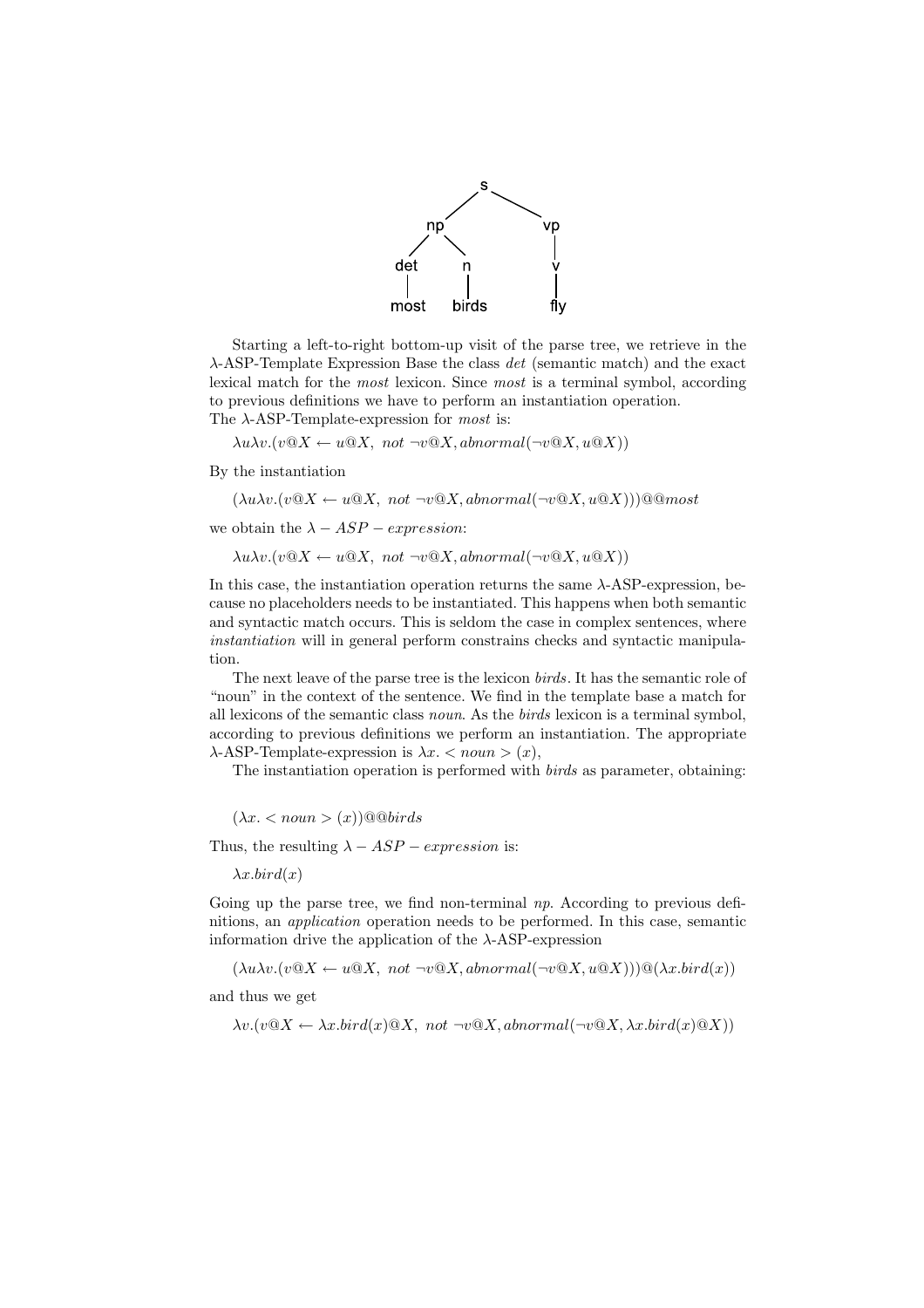Starting a left-to-right bottom-up visit of the parse tree, we retrieve in the λ-ASP-Template Expression Base the class *det* (semantic match) and the exact lexical match for the *most* lexicon. Since *most* is a terminal symbol, according to previous definitions we have to perform an instantiation operation.
The λ-ASP-Template-expression for *most* is:

$$\lambda u \lambda v.(v@X \leftarrow u@X,\ not\ \neg v@X, abnormal(\neg v@X, u@X))$$

By the instantiation

$$(\lambda u \lambda v.(v@X \leftarrow u@X,\ not\ \neg v@X, abnormal(\neg v@X, u@X)))@@most$$

we obtain the $\lambda - ASP - expression$:

$$\lambda u \lambda v.(v@X \leftarrow u@X,\ not\ \neg v@X, abnormal(\neg v@X, u@X))$$

In this case, the instantiation operation returns the same λ-ASP-expression, because no placeholders needs to be instantiated. This happens when both semantic and syntactic match occurs. This is seldom the case in complex sentences, where *instantiation* will in general perform constrains checks and syntactic manipulation.

The next leave of the parse tree is the lexicon *birds*. It has the semantic role of "noun" in the context of the sentence. We find in the template base a match for all lexicons of the semantic class *noun*. As the *birds* lexicon is a terminal symbol, according to previous definitions we perform an instantiation. The appropriate λ-ASP-Template-expression is $\lambda x. < noun > (x)$,

The instantiation operation is performed with *birds* as parameter, obtaining:

$$(\lambda x. < noun > (x))@@birds$$

Thus, the resulting $\lambda - ASP - expression$ is:

$$\lambda x.bird(x)$$

Going up the parse tree, we find non-terminal *np*. According to previous definitions, an *application* operation needs to be performed. In this case, semantic information drive the application of the λ-ASP-expression

$$(\lambda u \lambda v.(v@X \leftarrow u@X,\ not\ \neg v@X, abnormal(\neg v@X, u@X)))@(\lambda x.bird(x))$$

and thus we get

$$\lambda v.(v@X \leftarrow \lambda x.bird(x)@X,\ not\ \neg v@X, abnormal(\neg v@X, \lambda x.bird(x)@X))$$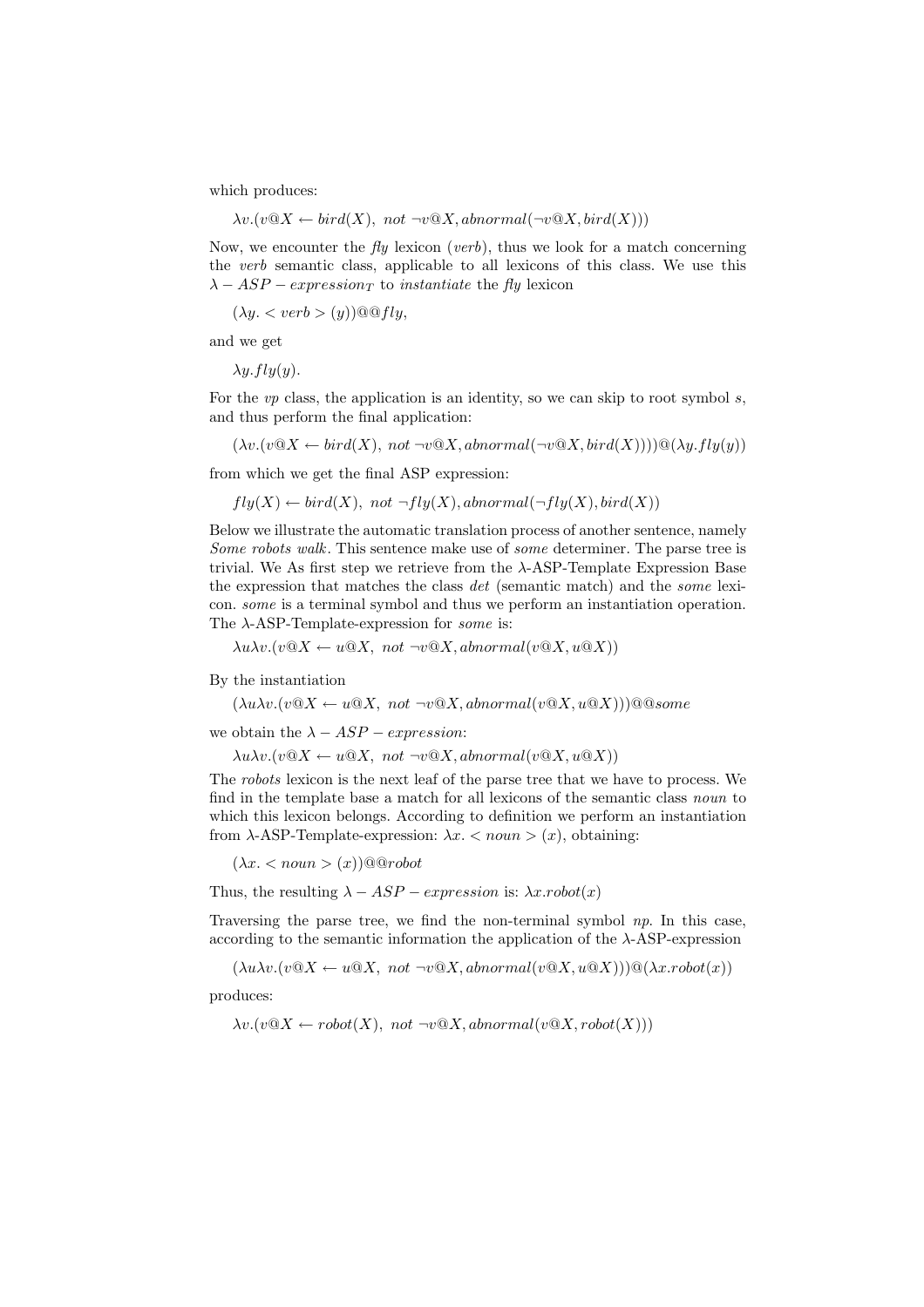which produces:

$$\lambda v.(v@X \leftarrow bird(X),\ not\ \neg v@X, abnormal(\neg v@X, bird(X)))$$

Now, we encounter the *fly* lexicon (*verb*), thus we look for a match concerning the *verb* semantic class, applicable to all lexicons of this class. We use this $\lambda - ASP - expression_T$ to *instantiate* the *fly* lexicon

$$(\lambda y. < verb > (y))@@fly,$$

and we get

$$\lambda y.fly(y).$$

For the *vp* class, the application is an identity, so we can skip to root symbol $s$, and thus perform the final application:

$$(\lambda v.(v@X \leftarrow bird(X),\ not\ \neg v@X, abnormal(\neg v@X, bird(X))))@(\lambda y.fly(y))$$

from which we get the final ASP expression:

$$fly(X) \leftarrow bird(X),\ not\ \neg fly(X), abnormal(\neg fly(X), bird(X))$$

Below we illustrate the automatic translation process of another sentence, namely *Some robots walk*. This sentence make use of *some* determiner. The parse tree is trivial. We As first step we retrieve from the λ-ASP-Template Expression Base the expression that matches the class *det* (semantic match) and the *some* lexicon. *some* is a terminal symbol and thus we perform an instantiation operation. The λ-ASP-Template-expression for *some* is:

$$\lambda u \lambda v.(v@X \leftarrow u@X,\ not\ \neg v@X, abnormal(v@X, u@X))$$

By the instantiation

$$(\lambda u \lambda v.(v@X \leftarrow u@X,\ not\ \neg v@X, abnormal(v@X, u@X)))@@some$$

we obtain the $\lambda - ASP - expression$:

$$\lambda u \lambda v.(v@X \leftarrow u@X,\ not\ \neg v@X, abnormal(v@X, u@X))$$

The *robots* lexicon is the next leaf of the parse tree that we have to process. We find in the template base a match for all lexicons of the semantic class *noun* to which this lexicon belongs. According to definition we perform an instantiation from λ-ASP-Template-expression: $\lambda x. < noun > (x)$, obtaining:

$$(\lambda x. < noun > (x))@@robot$$

Thus, the resulting $\lambda - ASP - expression$ is: $\lambda x.robot(x)$

Traversing the parse tree, we find the non-terminal symbol *np*. In this case, according to the semantic information the application of the λ-ASP-expression

$$(\lambda u \lambda v.(v@X \leftarrow u@X,\ not\ \neg v@X, abnormal(v@X, u@X)))@(\lambda x.robot(x))$$

produces:

$$\lambda v.(v@X \leftarrow robot(X),\ not\ \neg v@X, abnormal(v@X, robot(X)))$$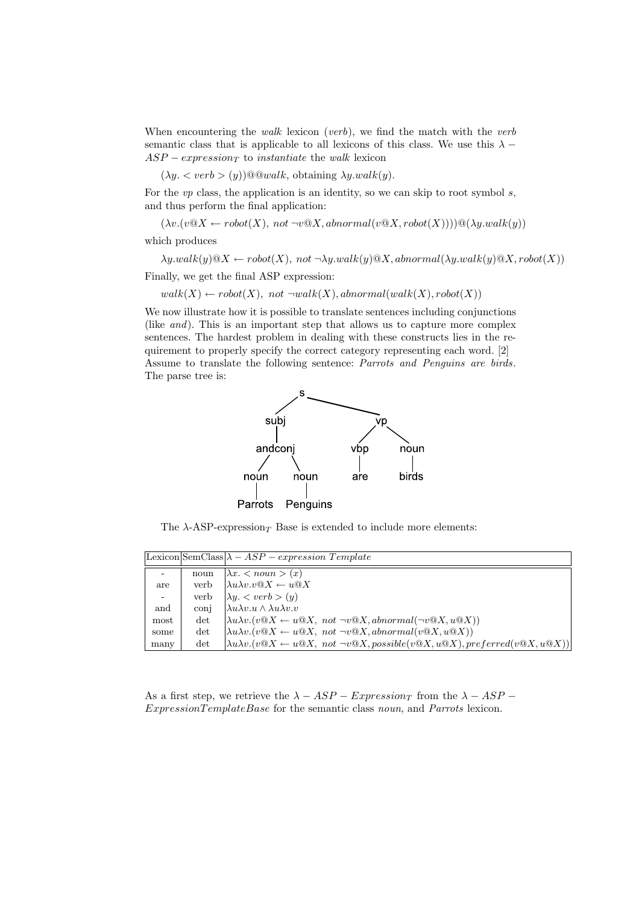When encountering the *walk* lexicon (*verb*), we find the match with the *verb* semantic class that is applicable to all lexicons of this class. We use this $\lambda - ASP - expression_T$ to *instantiate* the *walk* lexicon

$(\lambda y. < verb > (y))@@walk$, obtaining $\lambda y.walk(y)$.

For the *vp* class, the application is an identity, so we can skip to root symbol *s*, and thus perform the final application:

$(\lambda v.(v@X \leftarrow robot(X),\ not\ \neg v@X, abnormal(v@X, robot(X))))@(\lambda y.walk(y))$

which produces

$\lambda y.walk(y)@X \leftarrow robot(X),\ not\ \neg\lambda y.walk(y)@X, abnormal(\lambda y.walk(y)@X, robot(X))$

Finally, we get the final ASP expression:

$walk(X) \leftarrow robot(X),\ not\ \neg walk(X), abnormal(walk(X), robot(X))$

We now illustrate how it is possible to translate sentences including conjunctions (like *and*). This is an important step that allows us to capture more complex sentences. The hardest problem in dealing with these constructs lies in the requirement to properly specify the correct category representing each word. [2] Assume to translate the following sentence: *Parrots and Penguins are birds*. The parse tree is:

s
subj
vp
andconj
vbp
noun
noun
noun
are
birds
Parrots
Penguins

The λ-ASP-expression$_T$ Base is extended to include more elements:

| Lexicon | SemClass | $\lambda - ASP - expression\ Template$ |
|---|---|---|
| - | noun | $\lambda x. < noun > (x)$ |
| are | verb | $\lambda u \lambda v.v@X \leftarrow u@X$ |
| - | verb | $\lambda y. < verb > (y)$ |
| and | conj | $\lambda u \lambda v.u \wedge \lambda u \lambda v.v$ |
| most | det | $\lambda u \lambda v.(v@X \leftarrow u@X,\ not\ \neg v@X, abnormal(\neg v@X, u@X))$ |
| some | det | $\lambda u \lambda v.(v@X \leftarrow u@X,\ not\ \neg v@X, abnormal(v@X, u@X))$ |
| many | det | $\lambda u \lambda v.(v@X \leftarrow u@X,\ not\ \neg v@X, possible(v@X, u@X), preferred(v@X, u@X))$ |

As a first step, we retrieve the $\lambda - ASP - Expression_T$ from the $\lambda - ASP - ExpressionTemplateBase$ for the semantic class *noun*, and *Parrots* lexicon.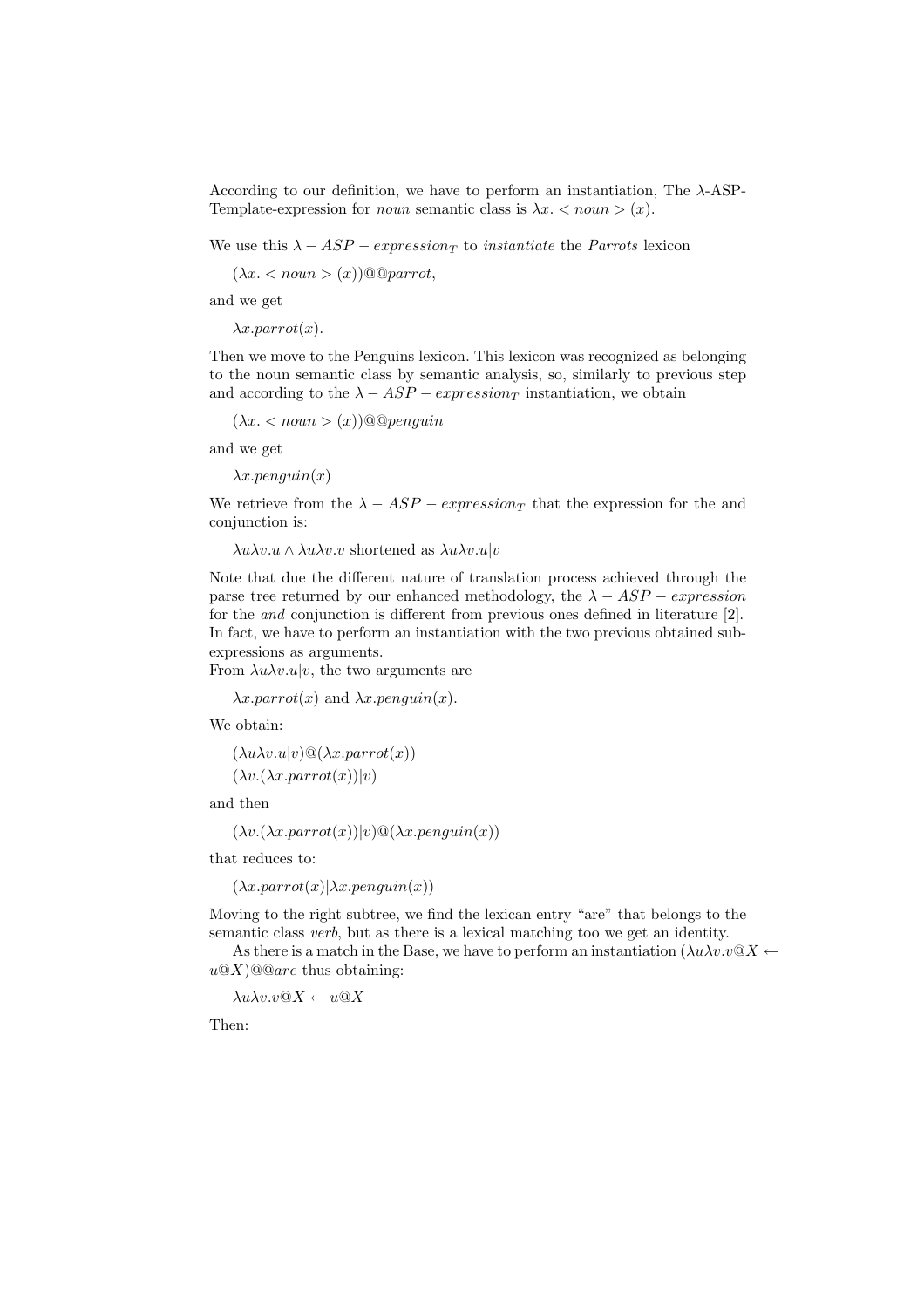According to our definition, we have to perform an instantiation, The λ-ASP-Template-expression for *noun* semantic class is $\lambda x. < noun > (x)$.

We use this $\lambda - ASP - expression_T$ to *instantiate* the *Parrots* lexicon

$(\lambda x. < noun > (x))@@parrot$,

and we get

$\lambda x.parrot(x)$.

Then we move to the Penguins lexicon. This lexicon was recognized as belonging to the noun semantic class by semantic analysis, so, similarly to previous step and according to the $\lambda - ASP - expression_T$ instantiation, we obtain

$(\lambda x. < noun > (x))@@penguin$

and we get

$\lambda x.penguin(x)$

We retrieve from the $\lambda - ASP - expression_T$ that the expression for the and conjunction is:

$\lambda u \lambda v.u \wedge \lambda u \lambda v.v$ shortened as $\lambda u \lambda v.u|v$

Note that due the different nature of translation process achieved through the parse tree returned by our enhanced methodology, the $\lambda - ASP - expression$ for the *and* conjunction is different from previous ones defined in literature [2]. In fact, we have to perform an instantiation with the two previous obtained sub-expressions as arguments.
From $\lambda u \lambda v.u|v$, the two arguments are

$\lambda x.parrot(x)$ and $\lambda x.penguin(x)$.

We obtain:

$(\lambda u \lambda v.u|v)@(\lambda x.parrot(x))$

$(\lambda v.(\lambda x.parrot(x))|v)$

and then

$(\lambda v.(\lambda x.parrot(x))|v)@(\lambda x.penguin(x))$

that reduces to:

$(\lambda x.parrot(x)|\lambda x.penguin(x))$

Moving to the right subtree, we find the lexican entry "are" that belongs to the semantic class *verb*, but as there is a lexical matching too we get an identity.

As there is a match in the Base, we have to perform an instantiation $(\lambda u \lambda v.v@X \leftarrow u@X)@@are$ thus obtaining:

$\lambda u \lambda v.v@X \leftarrow u@X$

Then: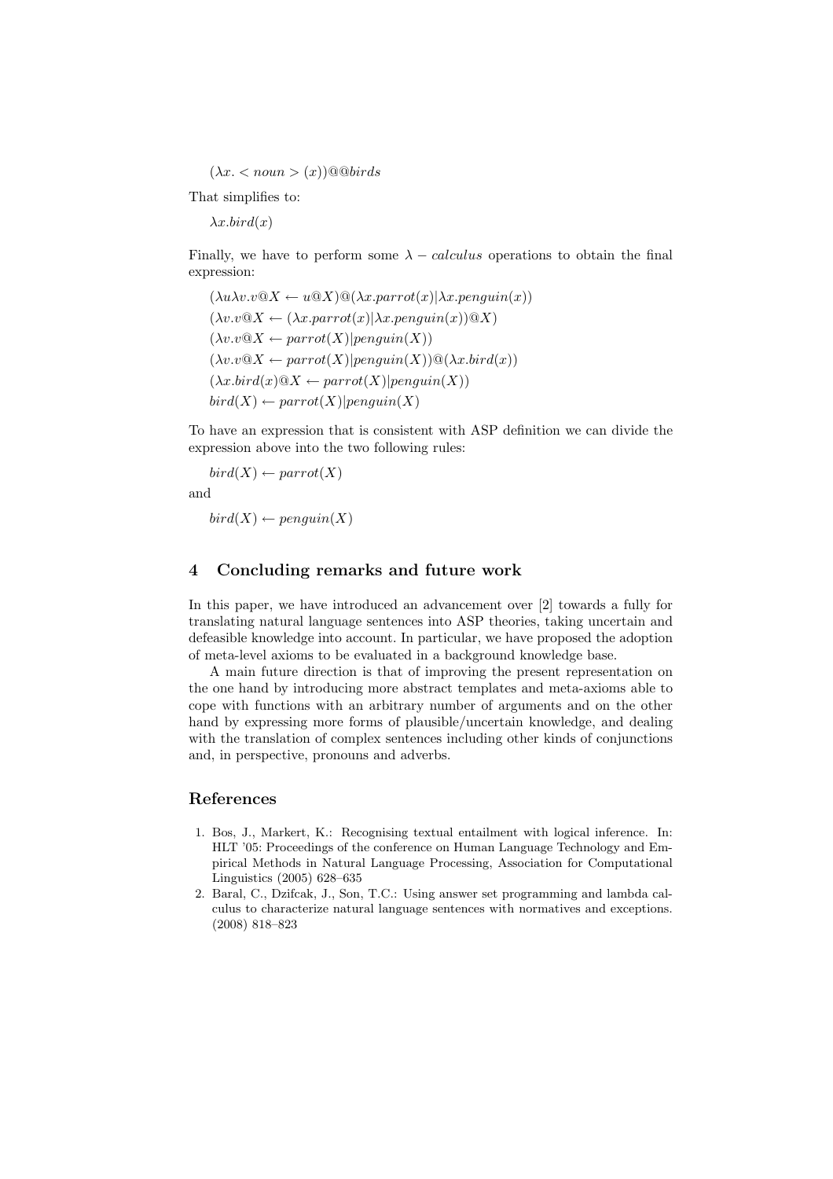$$(\lambda x. < noun > (x))@@birds$$

That simplifies to:

$$\lambda x.bird(x)$$

Finally, we have to perform some $\lambda - calculus$ operations to obtain the final expression:

$$(\lambda u \lambda v.v@X \leftarrow u@X)@(\lambda x.parrot(x)|\lambda x.penguin(x))$$

$$(\lambda v.v@X \leftarrow (\lambda x.parrot(x)|\lambda x.penguin(x))@X)$$

$$(\lambda v.v@X \leftarrow parrot(X)|penguin(X))$$

$$(\lambda v.v@X \leftarrow parrot(X)|penguin(X))@(\lambda x.bird(x))$$

$$(\lambda x.bird(x)@X \leftarrow parrot(X)|penguin(X))$$

$$bird(X) \leftarrow parrot(X)|penguin(X)$$

To have an expression that is consistent with ASP definition we can divide the expression above into the two following rules:

$$bird(X) \leftarrow parrot(X)$$

and

$$bird(X) \leftarrow penguin(X)$$

## 4 Concluding remarks and future work

In this paper, we have introduced an advancement over [2] towards a fully for translating natural language sentences into ASP theories, taking uncertain and defeasible knowledge into account. In particular, we have proposed the adoption of meta-level axioms to be evaluated in a background knowledge base.

A main future direction is that of improving the present representation on the one hand by introducing more abstract templates and meta-axioms able to cope with functions with an arbitrary number of arguments and on the other hand by expressing more forms of plausible/uncertain knowledge, and dealing with the translation of complex sentences including other kinds of conjunctions and, in perspective, pronouns and adverbs.

## References

1. Bos, J., Markert, K.: Recognising textual entailment with logical inference. In: HLT '05: Proceedings of the conference on Human Language Technology and Empirical Methods in Natural Language Processing, Association for Computational Linguistics (2005) 628–635
2. Baral, C., Dzifcak, J., Son, T.C.: Using answer set programming and lambda calculus to characterize natural language sentences with normatives and exceptions. (2008) 818–823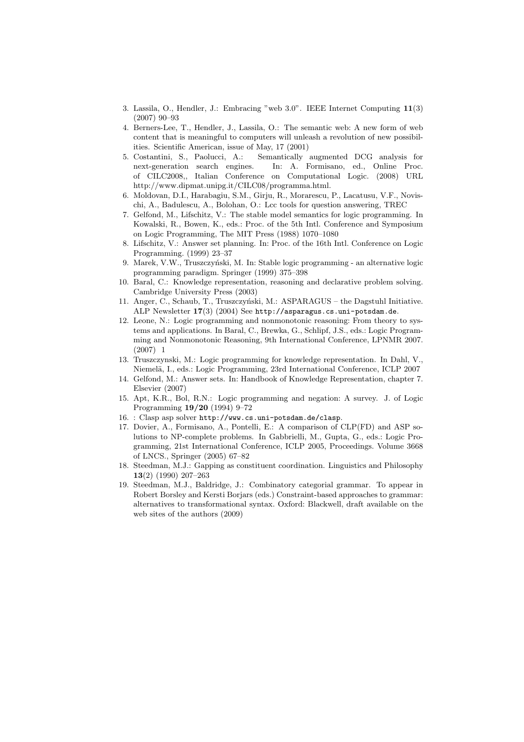3. Lassila, O., Hendler, J.: Embracing "web 3.0". IEEE Internet Computing **11**(3) (2007) 90–93
4. Berners-Lee, T., Hendler, J., Lassila, O.: The semantic web: A new form of web content that is meaningful to computers will unleash a revolution of new possibilities. Scientific American, issue of May, 17 (2001)
5. Costantini, S., Paolucci, A.: Semantically augmented DCG analysis for next-generation search engines. In: A. Formisano, ed., Online Proc. of CILC2008,, Italian Conference on Computational Logic. (2008) URL http://www.dipmat.unipg.it/CILC08/programma.html.
6. Moldovan, D.I., Harabagiu, S.M., Girju, R., Morarescu, P., Lacatusu, V.F., Novischi, A., Badulescu, A., Bolohan, O.: Lcc tools for question answering, TREC
7. Gelfond, M., Lifschitz, V.: The stable model semantics for logic programming. In Kowalski, R., Bowen, K., eds.: Proc. of the 5th Intl. Conference and Symposium on Logic Programming, The MIT Press (1988) 1070–1080
8. Lifschitz, V.: Answer set planning. In: Proc. of the 16th Intl. Conference on Logic Programming. (1999) 23–37
9. Marek, V.W., Truszczyński, M. In: Stable logic programming - an alternative logic programming paradigm. Springer (1999) 375–398
10. Baral, C.: Knowledge representation, reasoning and declarative problem solving. Cambridge University Press (2003)
11. Anger, C., Schaub, T., Truszczyński, M.: ASPARAGUS – the Dagstuhl Initiative. ALP Newsletter **17**(3) (2004) See `http://asparagus.cs.uni-potsdam.de`.
12. Leone, N.: Logic programming and nonmonotonic reasoning: From theory to systems and applications. In Baral, C., Brewka, G., Schlipf, J.S., eds.: Logic Programming and Nonmonotonic Reasoning, 9th International Conference, LPNMR 2007. (2007) 1
13. Truszczynski, M.: Logic programming for knowledge representation. In Dahl, V., Niemelä, I., eds.: Logic Programming, 23rd International Conference, ICLP 2007
14. Gelfond, M.: Answer sets. In: Handbook of Knowledge Representation, chapter 7. Elsevier (2007)
15. Apt, K.R., Bol, R.N.: Logic programming and negation: A survey. J. of Logic Programming **19/20** (1994) 9–72
16. : Clasp asp solver `http://www.cs.uni-potsdam.de/clasp`.
17. Dovier, A., Formisano, A., Pontelli, E.: A comparison of CLP(FD) and ASP solutions to NP-complete problems. In Gabbrielli, M., Gupta, G., eds.: Logic Programming, 21st International Conference, ICLP 2005, Proceedings. Volume 3668 of LNCS., Springer (2005) 67–82
18. Steedman, M.J.: Gapping as constituent coordination. Linguistics and Philosophy **13**(2) (1990) 207–263
19. Steedman, M.J., Baldridge, J.: Combinatory categorial grammar. To appear in Robert Borsley and Kersti Borjars (eds.) Constraint-based approaches to grammar: alternatives to transformational syntax. Oxford: Blackwell, draft available on the web sites of the authors (2009)